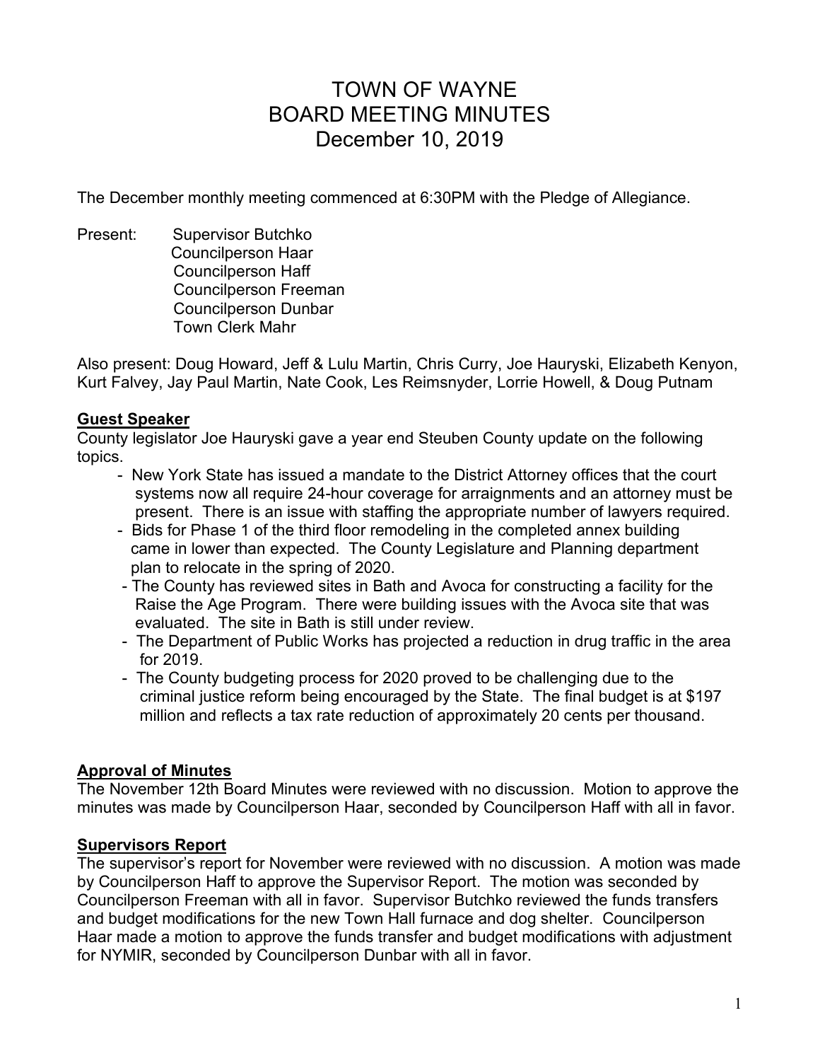# TOWN OF WAYNE
# BOARD MEETING MINUTES
# December 10, 2019

The December monthly meeting commenced at 6:30PM with the Pledge of Allegiance.

Present: Supervisor Butchko
Councilperson Haar
Councilperson Haff
Councilperson Freeman
Councilperson Dunbar
Town Clerk Mahr

Also present: Doug Howard, Jeff & Lulu Martin, Chris Curry, Joe Hauryski, Elizabeth Kenyon, Kurt Falvey, Jay Paul Martin, Nate Cook, Les Reimsnyder, Lorrie Howell, & Doug Putnam

**Guest Speaker**

County legislator Joe Hauryski gave a year end Steuben County update on the following topics.

- New York State has issued a mandate to the District Attorney offices that the court systems now all require 24-hour coverage for arraignments and an attorney must be present. There is an issue with staffing the appropriate number of lawyers required.
- Bids for Phase 1 of the third floor remodeling in the completed annex building came in lower than expected. The County Legislature and Planning department plan to relocate in the spring of 2020.
- The County has reviewed sites in Bath and Avoca for constructing a facility for the Raise the Age Program. There were building issues with the Avoca site that was evaluated. The site in Bath is still under review.
- The Department of Public Works has projected a reduction in drug traffic in the area for 2019.
- The County budgeting process for 2020 proved to be challenging due to the criminal justice reform being encouraged by the State. The final budget is at $197 million and reflects a tax rate reduction of approximately 20 cents per thousand.

**Approval of Minutes**

The November 12th Board Minutes were reviewed with no discussion. Motion to approve the minutes was made by Councilperson Haar, seconded by Councilperson Haff with all in favor.

**Supervisors Report**

The supervisor's report for November were reviewed with no discussion. A motion was made by Councilperson Haff to approve the Supervisor Report. The motion was seconded by Councilperson Freeman with all in favor. Supervisor Butchko reviewed the funds transfers and budget modifications for the new Town Hall furnace and dog shelter. Councilperson Haar made a motion to approve the funds transfer and budget modifications with adjustment for NYMIR, seconded by Councilperson Dunbar with all in favor.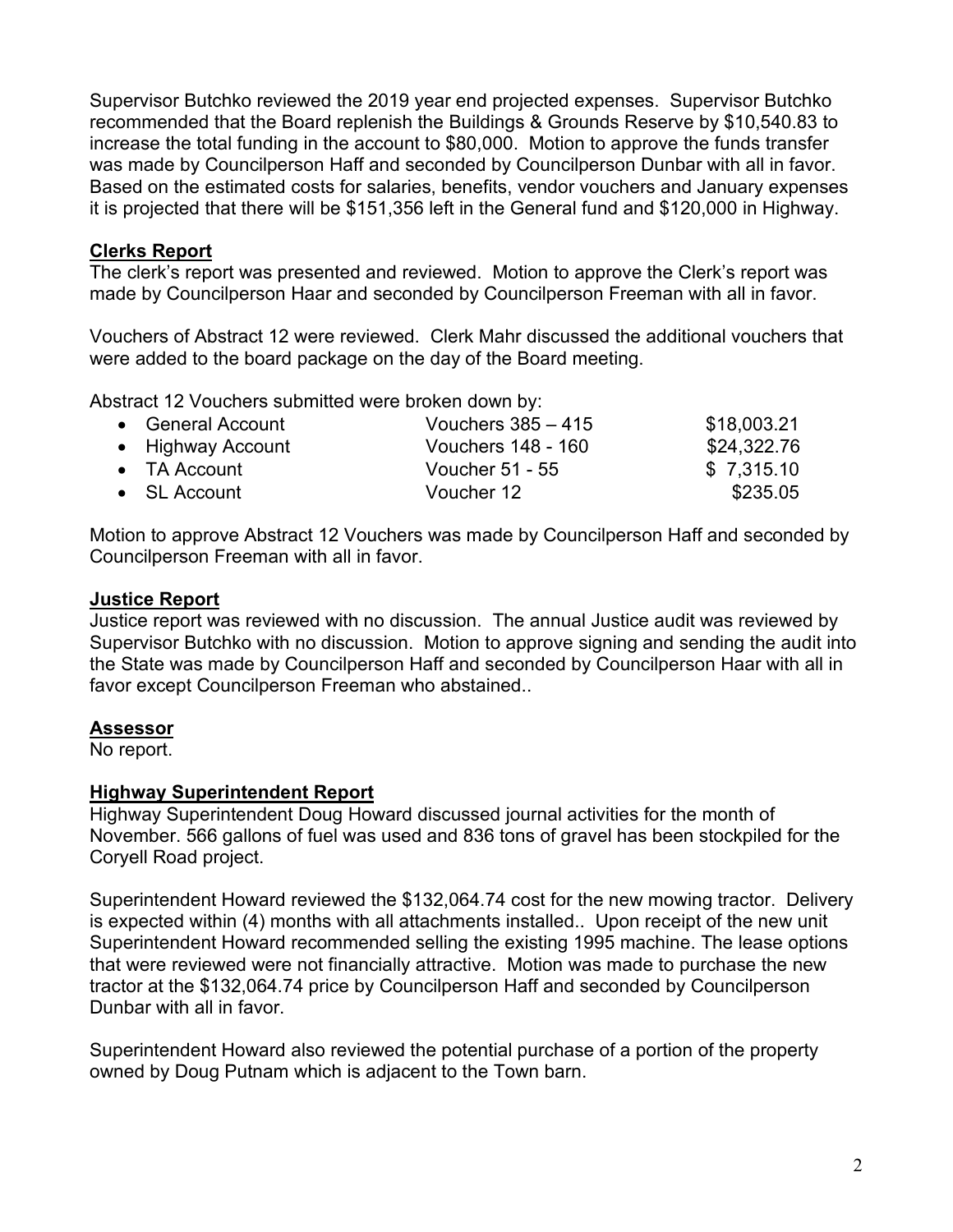Supervisor Butchko reviewed the 2019 year end projected expenses. Supervisor Butchko recommended that the Board replenish the Buildings & Grounds Reserve by $10,540.83 to increase the total funding in the account to $80,000. Motion to approve the funds transfer was made by Councilperson Haff and seconded by Councilperson Dunbar with all in favor. Based on the estimated costs for salaries, benefits, vendor vouchers and January expenses it is projected that there will be $151,356 left in the General fund and $120,000 in Highway.

## Clerks Report

The clerk's report was presented and reviewed. Motion to approve the Clerk's report was made by Councilperson Haar and seconded by Councilperson Freeman with all in favor.

Vouchers of Abstract 12 were reviewed. Clerk Mahr discussed the additional vouchers that were added to the board package on the day of the Board meeting.

Abstract 12 Vouchers submitted were broken down by:

- General Account — Vouchers 385 – 415 — $18,003.21
- Highway Account — Vouchers 148 - 160 — $24,322.76
- TA Account — Voucher 51 - 55 — $ 7,315.10
- SL Account — Voucher 12 — $235.05

Motion to approve Abstract 12 Vouchers was made by Councilperson Haff and seconded by Councilperson Freeman with all in favor.

## Justice Report

Justice report was reviewed with no discussion. The annual Justice audit was reviewed by Supervisor Butchko with no discussion. Motion to approve signing and sending the audit into the State was made by Councilperson Haff and seconded by Councilperson Haar with all in favor except Councilperson Freeman who abstained..

## Assessor

No report.

## Highway Superintendent Report

Highway Superintendent Doug Howard discussed journal activities for the month of November. 566 gallons of fuel was used and 836 tons of gravel has been stockpiled for the Coryell Road project.

Superintendent Howard reviewed the $132,064.74 cost for the new mowing tractor. Delivery is expected within (4) months with all attachments installed.. Upon receipt of the new unit Superintendent Howard recommended selling the existing 1995 machine. The lease options that were reviewed were not financially attractive. Motion was made to purchase the new tractor at the $132,064.74 price by Councilperson Haff and seconded by Councilperson Dunbar with all in favor.

Superintendent Howard also reviewed the potential purchase of a portion of the property owned by Doug Putnam which is adjacent to the Town barn.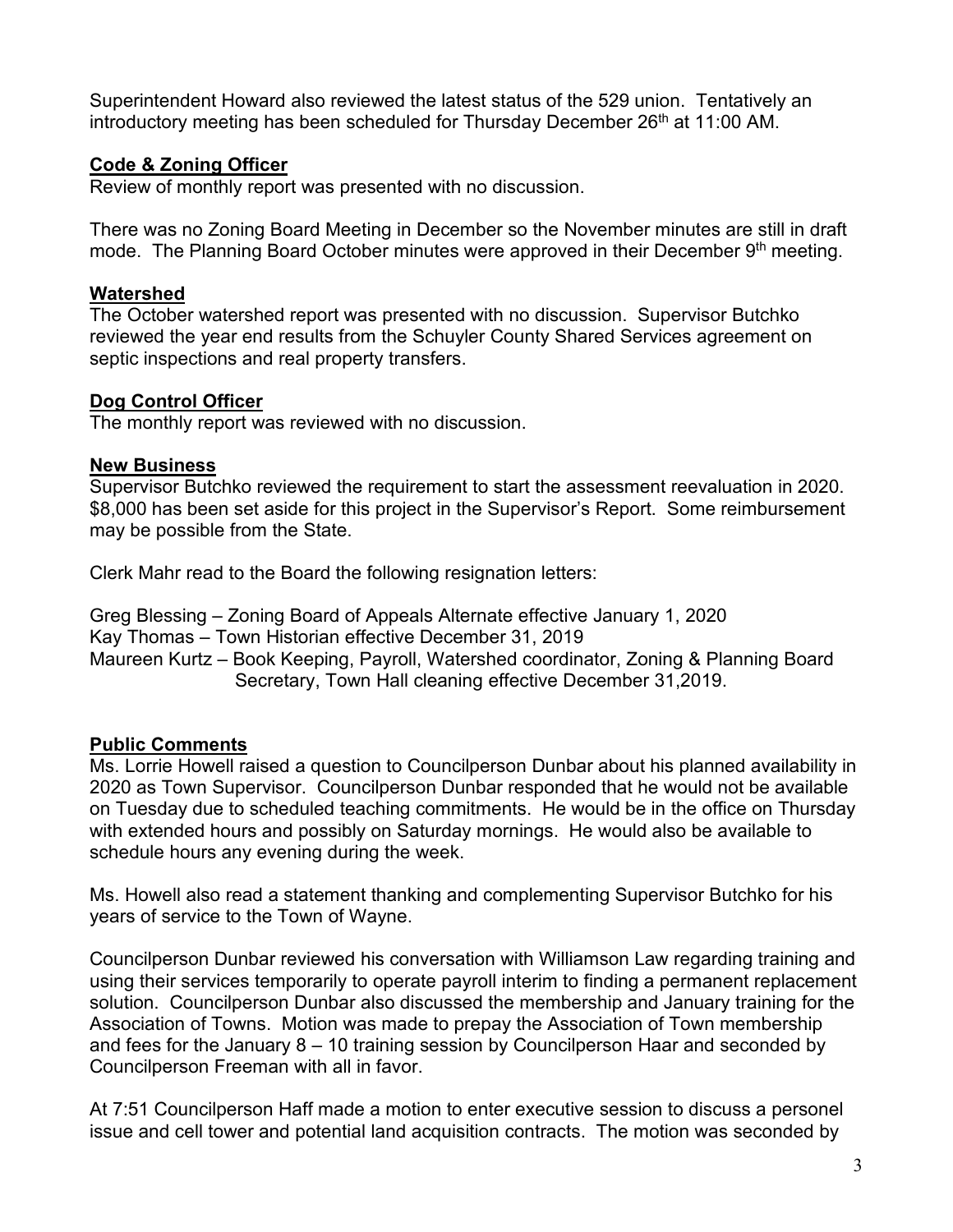Superintendent Howard also reviewed the latest status of the 529 union. Tentatively an introductory meeting has been scheduled for Thursday December 26th at 11:00 AM.

## Code & Zoning Officer

Review of monthly report was presented with no discussion.

There was no Zoning Board Meeting in December so the November minutes are still in draft mode. The Planning Board October minutes were approved in their December 9th meeting.

## Watershed

The October watershed report was presented with no discussion. Supervisor Butchko reviewed the year end results from the Schuyler County Shared Services agreement on septic inspections and real property transfers.

## Dog Control Officer

The monthly report was reviewed with no discussion.

## New Business

Supervisor Butchko reviewed the requirement to start the assessment reevaluation in 2020. $8,000 has been set aside for this project in the Supervisor's Report. Some reimbursement may be possible from the State.

Clerk Mahr read to the Board the following resignation letters:

Greg Blessing – Zoning Board of Appeals Alternate effective January 1, 2020
Kay Thomas – Town Historian effective December 31, 2019
Maureen Kurtz – Book Keeping, Payroll, Watershed coordinator, Zoning & Planning Board Secretary, Town Hall cleaning effective December 31,2019.

## Public Comments

Ms. Lorrie Howell raised a question to Councilperson Dunbar about his planned availability in 2020 as Town Supervisor. Councilperson Dunbar responded that he would not be available on Tuesday due to scheduled teaching commitments. He would be in the office on Thursday with extended hours and possibly on Saturday mornings. He would also be available to schedule hours any evening during the week.

Ms. Howell also read a statement thanking and complementing Supervisor Butchko for his years of service to the Town of Wayne.

Councilperson Dunbar reviewed his conversation with Williamson Law regarding training and using their services temporarily to operate payroll interim to finding a permanent replacement solution. Councilperson Dunbar also discussed the membership and January training for the Association of Towns. Motion was made to prepay the Association of Town membership and fees for the January 8 – 10 training session by Councilperson Haar and seconded by Councilperson Freeman with all in favor.

At 7:51 Councilperson Haff made a motion to enter executive session to discuss a personel issue and cell tower and potential land acquisition contracts. The motion was seconded by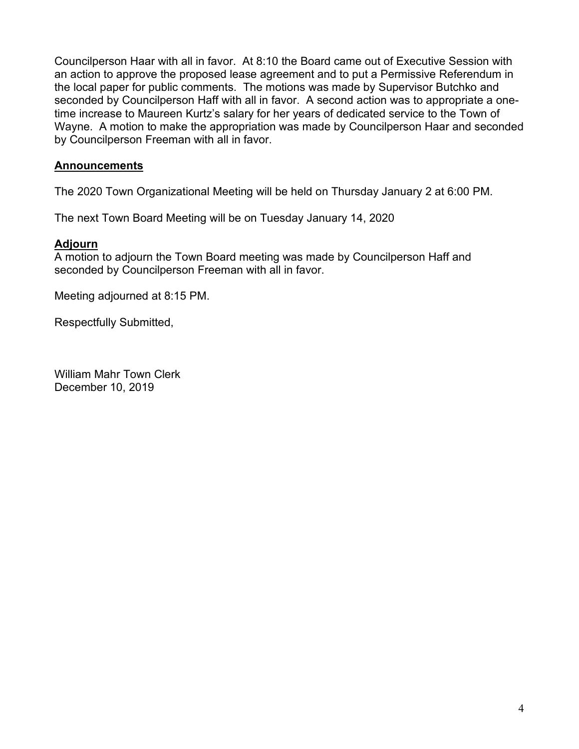Councilperson Haar with all in favor. At 8:10 the Board came out of Executive Session with an action to approve the proposed lease agreement and to put a Permissive Referendum in the local paper for public comments. The motions was made by Supervisor Butchko and seconded by Councilperson Haff with all in favor. A second action was to appropriate a one-time increase to Maureen Kurtz's salary for her years of dedicated service to the Town of Wayne. A motion to make the appropriation was made by Councilperson Haar and seconded by Councilperson Freeman with all in favor.

## **Announcements**

The 2020 Town Organizational Meeting will be held on Thursday January 2 at 6:00 PM.

The next Town Board Meeting will be on Tuesday January 14, 2020

## **Adjourn**

A motion to adjourn the Town Board meeting was made by Councilperson Haff and seconded by Councilperson Freeman with all in favor.

Meeting adjourned at 8:15 PM.

Respectfully Submitted,

William Mahr Town Clerk
December 10, 2019